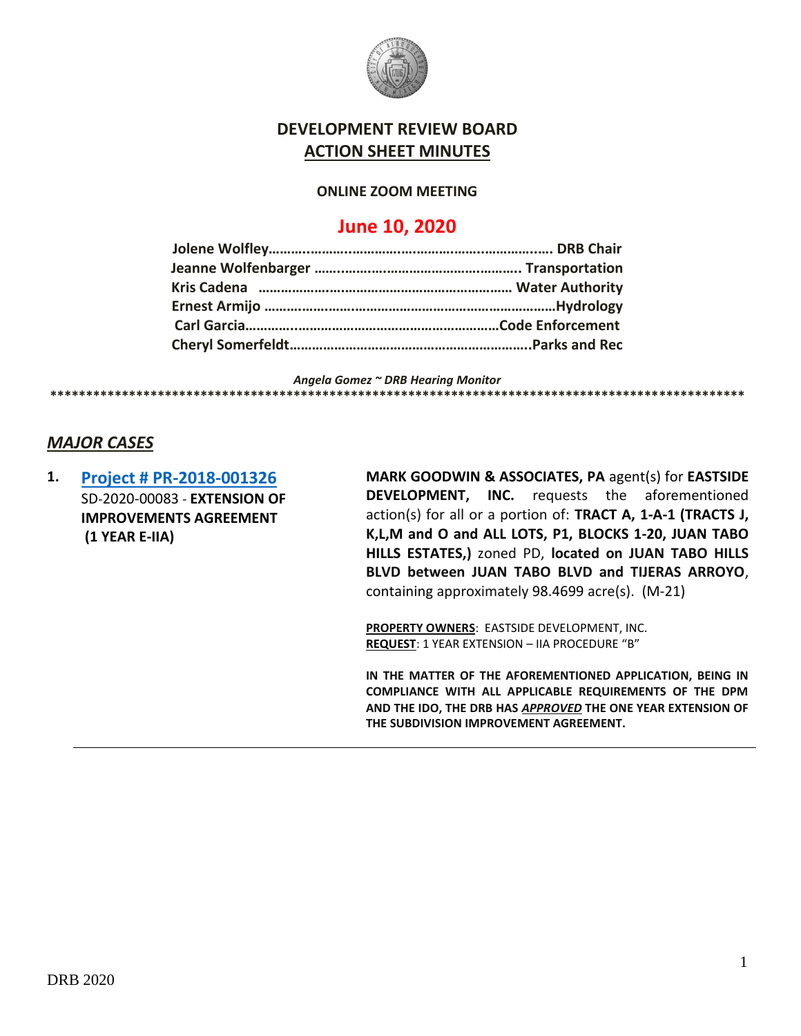# DEVELOPMENT REVIEW BOARD

## ACTION SHEET MINUTES

**ONLINE ZOOM MEETING**

## June 10, 2020

**Jolene Wolfley……………………………………………………………… DRB Chair**
**Jeanne Wolfenbarger ……………………………………………. Transportation**
**Kris Cadena ………………………………………………………… Water Authority**
**Ernest Armijo ………………………………………………………………Hydrology**
**Carl Garcia…………………………………………………………Code Enforcement**
**Cheryl Somerfeldt……………………………………………………….Parks and Rec**

***Angela Gomez ~ DRB Hearing Monitor***

\*\*\*\*\*\*\*\*\*\*\*\*\*\*\*\*\*\*\*\*\*\*\*\*\*\*\*\*\*\*\*\*\*\*\*\*\*\*\*\*\*\*\*\*\*\*\*\*\*\*\*\*\*\*\*\*\*\*\*\*\*\*\*\*\*\*\*\*\*\*\*\*\*\*\*\*\*\*\*\*\*\*\*\*\*\*\*\*\*\*\*\*\*\*\*\*\*\*

## *MAJOR CASES*

1. **Project # PR-2018-001326**
SD-2020-00083 - **EXTENSION OF IMPROVEMENTS AGREEMENT (1 YEAR E-IIA)**

**MARK GOODWIN & ASSOCIATES, PA** agent(s) for **EASTSIDE DEVELOPMENT, INC.** requests the aforementioned action(s) for all or a portion of: **TRACT A, 1-A-1 (TRACTS J, K,L,M and O and ALL LOTS, P1, BLOCKS 1-20, JUAN TABO HILLS ESTATES,)** zoned PD, **located on JUAN TABO HILLS BLVD between JUAN TABO BLVD and TIJERAS ARROYO**, containing approximately 98.4699 acre(s). (M-21)

**PROPERTY OWNERS**: EASTSIDE DEVELOPMENT, INC.
**REQUEST**: 1 YEAR EXTENSION – IIA PROCEDURE "B"

**IN THE MATTER OF THE AFOREMENTIONED APPLICATION, BEING IN COMPLIANCE WITH ALL APPLICABLE REQUIREMENTS OF THE DPM AND THE IDO, THE DRB HAS *APPROVED* THE ONE YEAR EXTENSION OF THE SUBDIVISION IMPROVEMENT AGREEMENT.**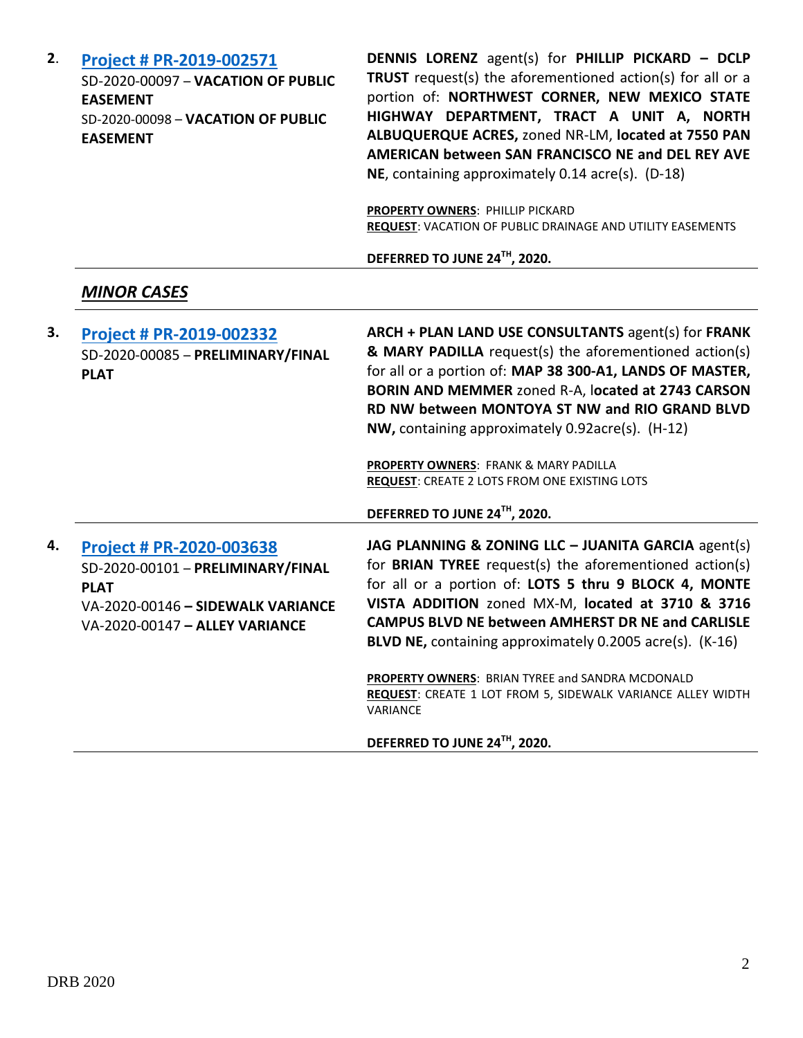**2.** **[Project # PR-2019-002571]**
SD-2020-00097 – **VACATION OF PUBLIC EASEMENT**
SD-2020-00098 – **VACATION OF PUBLIC EASEMENT**

**DENNIS LORENZ** agent(s) for **PHILLIP PICKARD – DCLP TRUST** request(s) the aforementioned action(s) for all or a portion of: **NORTHWEST CORNER, NEW MEXICO STATE HIGHWAY DEPARTMENT, TRACT A UNIT A, NORTH ALBUQUERQUE ACRES,** zoned NR-LM, **located at 7550 PAN AMERICAN between SAN FRANCISCO NE and DEL REY AVE NE**, containing approximately 0.14 acre(s). (D-18)

**PROPERTY OWNERS**: PHILLIP PICKARD
**REQUEST**: VACATION OF PUBLIC DRAINAGE AND UTILITY EASEMENTS

**DEFERRED TO JUNE 24TH, 2020.**

---

***MINOR CASES***

---

**3.** **[Project # PR-2019-002332]**
SD-2020-00085 – **PRELIMINARY/FINAL PLAT**

**ARCH + PLAN LAND USE CONSULTANTS** agent(s) for **FRANK & MARY PADILLA** request(s) the aforementioned action(s) for all or a portion of: **MAP 38 300-A1, LANDS OF MASTER, BORIN AND MEMMER** zoned R-A, l**ocated at 2743 CARSON RD NW between MONTOYA ST NW and RIO GRAND BLVD NW,** containing approximately 0.92acre(s). (H-12)

**PROPERTY OWNERS**: FRANK & MARY PADILLA
**REQUEST**: CREATE 2 LOTS FROM ONE EXISTING LOTS

**DEFERRED TO JUNE 24TH, 2020.**

---

**4.** **[Project # PR-2020-003638]**
SD-2020-00101 – **PRELIMINARY/FINAL PLAT**
VA-2020-00146 **– SIDEWALK VARIANCE**
VA-2020-00147 **– ALLEY VARIANCE**

**JAG PLANNING & ZONING LLC – JUANITA GARCIA** agent(s) for **BRIAN TYREE** request(s) the aforementioned action(s) for all or a portion of: **LOTS 5 thru 9 BLOCK 4, MONTE VISTA ADDITION** zoned MX-M, **located at 3710 & 3716 CAMPUS BLVD NE between AMHERST DR NE and CARLISLE BLVD NE,** containing approximately 0.2005 acre(s). (K-16)

**PROPERTY OWNERS**: BRIAN TYREE and SANDRA MCDONALD
**REQUEST**: CREATE 1 LOT FROM 5, SIDEWALK VARIANCE ALLEY WIDTH VARIANCE

**DEFERRED TO JUNE 24TH, 2020.**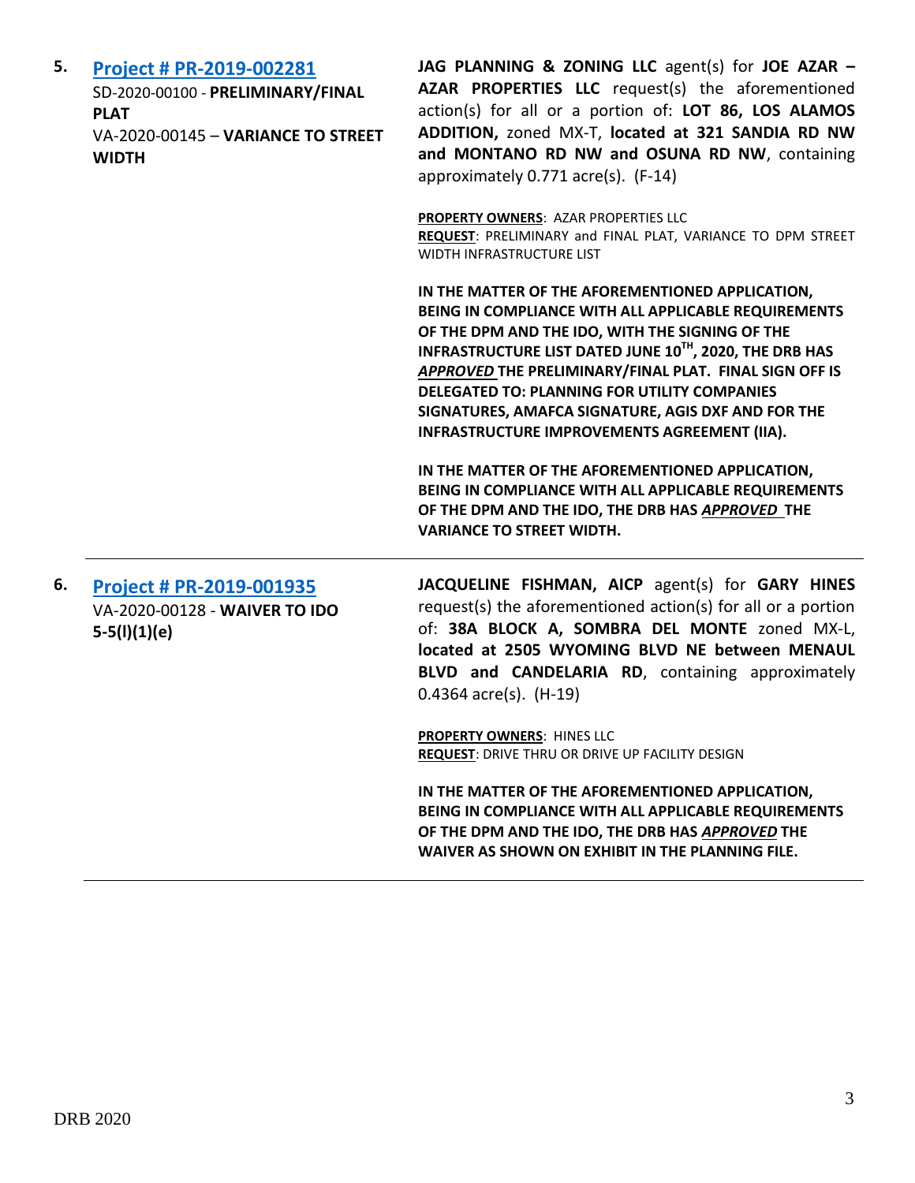5. **[Project # PR-2019-002281](#)**
SD-2020-00100 - **PRELIMINARY/FINAL PLAT**
VA-2020-00145 – **VARIANCE TO STREET WIDTH**

**JAG PLANNING & ZONING LLC** agent(s) for **JOE AZAR – AZAR PROPERTIES LLC** request(s) the aforementioned action(s) for all or a portion of: **LOT 86, LOS ALAMOS ADDITION,** zoned MX-T, **located at 321 SANDIA RD NW and MONTANO RD NW and OSUNA RD NW**, containing approximately 0.771 acre(s). (F-14)

**PROPERTY OWNERS**: AZAR PROPERTIES LLC
**REQUEST**: PRELIMINARY and FINAL PLAT, VARIANCE TO DPM STREET WIDTH INFRASTRUCTURE LIST

**IN THE MATTER OF THE AFOREMENTIONED APPLICATION, BEING IN COMPLIANCE WITH ALL APPLICABLE REQUIREMENTS OF THE DPM AND THE IDO, WITH THE SIGNING OF THE INFRASTRUCTURE LIST DATED JUNE 10TH, 2020, THE DRB HAS *APPROVED* THE PRELIMINARY/FINAL PLAT. FINAL SIGN OFF IS DELEGATED TO: PLANNING FOR UTILITY COMPANIES SIGNATURES, AMAFCA SIGNATURE, AGIS DXF AND FOR THE INFRASTRUCTURE IMPROVEMENTS AGREEMENT (IIA).**

**IN THE MATTER OF THE AFOREMENTIONED APPLICATION, BEING IN COMPLIANCE WITH ALL APPLICABLE REQUIREMENTS OF THE DPM AND THE IDO, THE DRB HAS *APPROVED* THE VARIANCE TO STREET WIDTH.**

---

6. **[Project # PR-2019-001935](#)**
VA-2020-00128 - **WAIVER TO IDO 5-5(I)(1)(e)**

**JACQUELINE FISHMAN, AICP** agent(s) for **GARY HINES** request(s) the aforementioned action(s) for all or a portion of: **38A BLOCK A, SOMBRA DEL MONTE** zoned MX-L, **located at 2505 WYOMING BLVD NE between MENAUL BLVD and CANDELARIA RD**, containing approximately 0.4364 acre(s). (H-19)

**PROPERTY OWNERS**: HINES LLC
**REQUEST**: DRIVE THRU OR DRIVE UP FACILITY DESIGN

**IN THE MATTER OF THE AFOREMENTIONED APPLICATION, BEING IN COMPLIANCE WITH ALL APPLICABLE REQUIREMENTS OF THE DPM AND THE IDO, THE DRB HAS *APPROVED* THE WAIVER AS SHOWN ON EXHIBIT IN THE PLANNING FILE.**

---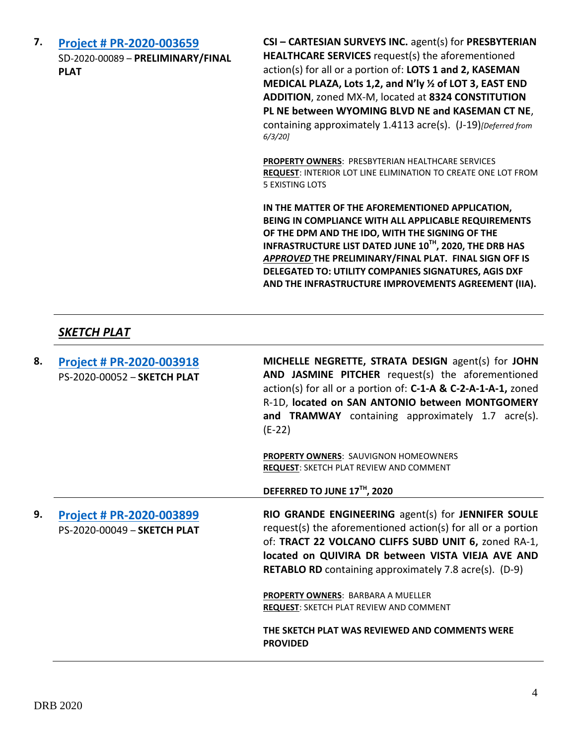**7.** **[Project # PR-2020-003659](#)**
SD-2020-00089 – **PRELIMINARY/FINAL PLAT**

**CSI – CARTESIAN SURVEYS INC.** agent(s) for **PRESBYTERIAN HEALTHCARE SERVICES** request(s) the aforementioned action(s) for all or a portion of: **LOTS 1 and 2, KASEMAN MEDICAL PLAZA, Lots 1,2, and N'ly ½ of LOT 3, EAST END ADDITION**, zoned MX-M, located at **8324 CONSTITUTION PL NE between WYOMING BLVD NE and KASEMAN CT NE**, containing approximately 1.4113 acre(s). (J-19)*[Deferred from 6/3/20]*

**PROPERTY OWNERS**: PRESBYTERIAN HEALTHCARE SERVICES
**REQUEST**: INTERIOR LOT LINE ELIMINATION TO CREATE ONE LOT FROM 5 EXISTING LOTS

**IN THE MATTER OF THE AFOREMENTIONED APPLICATION, BEING IN COMPLIANCE WITH ALL APPLICABLE REQUIREMENTS OF THE DPM AND THE IDO, WITH THE SIGNING OF THE INFRASTRUCTURE LIST DATED JUNE 10TH, 2020, THE DRB HAS *APPROVED* THE PRELIMINARY/FINAL PLAT. FINAL SIGN OFF IS DELEGATED TO: UTILITY COMPANIES SIGNATURES, AGIS DXF AND THE INFRASTRUCTURE IMPROVEMENTS AGREEMENT (IIA).**

---

## *SKETCH PLAT*

---

**8.** **[Project # PR-2020-003918](#)**
PS-2020-00052 – **SKETCH PLAT**

**MICHELLE NEGRETTE, STRATA DESIGN** agent(s) for **JOHN AND JASMINE PITCHER** request(s) the aforementioned action(s) for all or a portion of: **C-1-A & C-2-A-1-A-1,** zoned R-1D, **located on SAN ANTONIO between MONTGOMERY and TRAMWAY** containing approximately 1.7 acre(s). (E-22)

**PROPERTY OWNERS**: SAUVIGNON HOMEOWNERS
**REQUEST**: SKETCH PLAT REVIEW AND COMMENT

**DEFERRED TO JUNE 17TH, 2020**

---

**9.** **[Project # PR-2020-003899](#)**
PS-2020-00049 – **SKETCH PLAT**

**RIO GRANDE ENGINEERING** agent(s) for **JENNIFER SOULE** request(s) the aforementioned action(s) for all or a portion of: **TRACT 22 VOLCANO CLIFFS SUBD UNIT 6,** zoned RA-1, **located on QUIVIRA DR between VISTA VIEJA AVE AND RETABLO RD** containing approximately 7.8 acre(s). (D-9)

**PROPERTY OWNERS**: BARBARA A MUELLER
**REQUEST**: SKETCH PLAT REVIEW AND COMMENT

**THE SKETCH PLAT WAS REVIEWED AND COMMENTS WERE PROVIDED**

---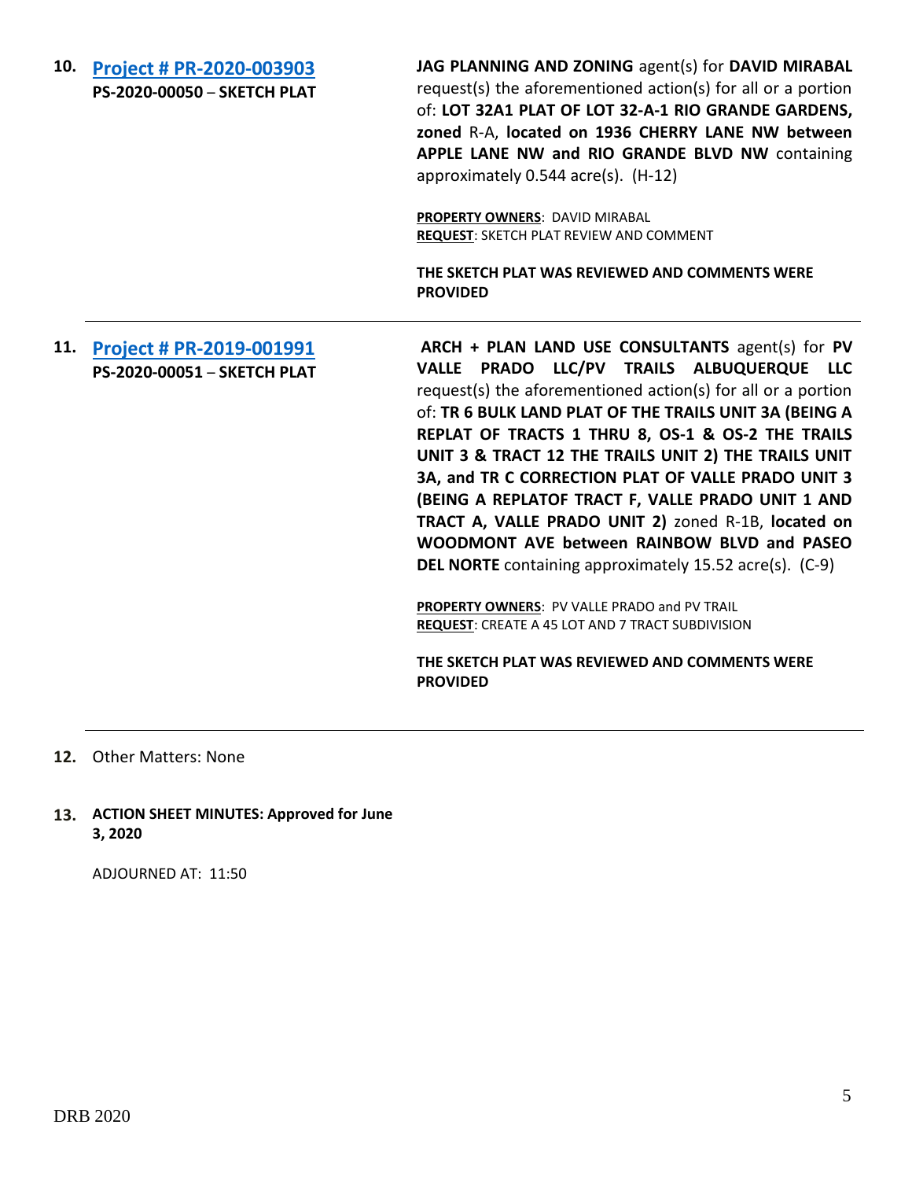**10.** **[Project # PR-2020-003903](#)**
**PS-2020-00050 – SKETCH PLAT**

**JAG PLANNING AND ZONING** agent(s) for **DAVID MIRABAL** request(s) the aforementioned action(s) for all or a portion of: **LOT 32A1 PLAT OF LOT 32-A-1 RIO GRANDE GARDENS, zoned** R-A, **located on 1936 CHERRY LANE NW between APPLE LANE NW and RIO GRANDE BLVD NW** containing approximately 0.544 acre(s). (H-12)

**PROPERTY OWNERS**: DAVID MIRABAL
**REQUEST**: SKETCH PLAT REVIEW AND COMMENT

**THE SKETCH PLAT WAS REVIEWED AND COMMENTS WERE PROVIDED**

---

**11.** **[Project # PR-2019-001991](#)**
**PS-2020-00051 – SKETCH PLAT**

**ARCH + PLAN LAND USE CONSULTANTS** agent(s) for **PV VALLE PRADO LLC/PV TRAILS ALBUQUERQUE LLC** request(s) the aforementioned action(s) for all or a portion of: **TR 6 BULK LAND PLAT OF THE TRAILS UNIT 3A (BEING A REPLAT OF TRACTS 1 THRU 8, OS-1 & OS-2 THE TRAILS UNIT 3 & TRACT 12 THE TRAILS UNIT 2) THE TRAILS UNIT 3A, and TR C CORRECTION PLAT OF VALLE PRADO UNIT 3 (BEING A REPLATOF TRACT F, VALLE PRADO UNIT 1 AND TRACT A, VALLE PRADO UNIT 2)** zoned R-1B, **located on WOODMONT AVE between RAINBOW BLVD and PASEO DEL NORTE** containing approximately 15.52 acre(s). (C-9)

**PROPERTY OWNERS**: PV VALLE PRADO and PV TRAIL
**REQUEST**: CREATE A 45 LOT AND 7 TRACT SUBDIVISION

**THE SKETCH PLAT WAS REVIEWED AND COMMENTS WERE PROVIDED**

---

**12.** Other Matters: None

**13.** **ACTION SHEET MINUTES: Approved for June 3, 2020**

ADJOURNED AT: 11:50